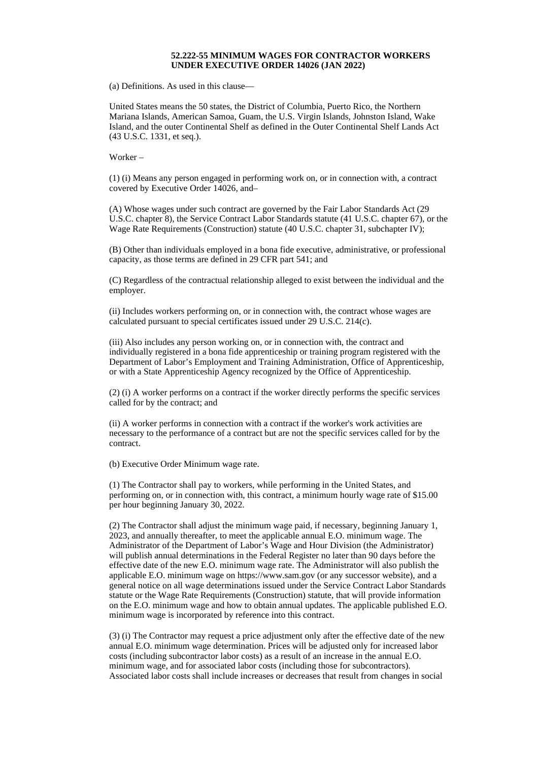**52.222-55 MINIMUM WAGES FOR CONTRACTOR WORKERS UNDER EXECUTIVE ORDER 14026 (JAN 2022)**

(a) Definitions. As used in this clause—

United States means the 50 states, the District of Columbia, Puerto Rico, the Northern Mariana Islands, American Samoa, Guam, the U.S. Virgin Islands, Johnston Island, Wake Island, and the outer Continental Shelf as defined in the Outer Continental Shelf Lands Act (43 U.S.C. 1331, et seq.).

Worker –

(1) (i) Means any person engaged in performing work on, or in connection with, a contract covered by Executive Order 14026, and–

(A) Whose wages under such contract are governed by the Fair Labor Standards Act (29 U.S.C. chapter 8), the Service Contract Labor Standards statute (41 U.S.C. chapter 67), or the Wage Rate Requirements (Construction) statute (40 U.S.C. chapter 31, subchapter IV);

(B) Other than individuals employed in a bona fide executive, administrative, or professional capacity, as those terms are defined in 29 CFR part 541; and

(C) Regardless of the contractual relationship alleged to exist between the individual and the employer.

(ii) Includes workers performing on, or in connection with, the contract whose wages are calculated pursuant to special certificates issued under 29 U.S.C. 214(c).

(iii) Also includes any person working on, or in connection with, the contract and individually registered in a bona fide apprenticeship or training program registered with the Department of Labor's Employment and Training Administration, Office of Apprenticeship, or with a State Apprenticeship Agency recognized by the Office of Apprenticeship.

(2) (i) A worker performs on a contract if the worker directly performs the specific services called for by the contract; and

(ii) A worker performs in connection with a contract if the worker's work activities are necessary to the performance of a contract but are not the specific services called for by the contract.

(b) Executive Order Minimum wage rate.

(1) The Contractor shall pay to workers, while performing in the United States, and performing on, or in connection with, this contract, a minimum hourly wage rate of $15.00 per hour beginning January 30, 2022.

(2) The Contractor shall adjust the minimum wage paid, if necessary, beginning January 1, 2023, and annually thereafter, to meet the applicable annual E.O. minimum wage. The Administrator of the Department of Labor's Wage and Hour Division (the Administrator) will publish annual determinations in the Federal Register no later than 90 days before the effective date of the new E.O. minimum wage rate. The Administrator will also publish the applicable E.O. minimum wage on https://www.sam.gov (or any successor website), and a general notice on all wage determinations issued under the Service Contract Labor Standards statute or the Wage Rate Requirements (Construction) statute, that will provide information on the E.O. minimum wage and how to obtain annual updates. The applicable published E.O. minimum wage is incorporated by reference into this contract.

(3) (i) The Contractor may request a price adjustment only after the effective date of the new annual E.O. minimum wage determination. Prices will be adjusted only for increased labor costs (including subcontractor labor costs) as a result of an increase in the annual E.O. minimum wage, and for associated labor costs (including those for subcontractors). Associated labor costs shall include increases or decreases that result from changes in social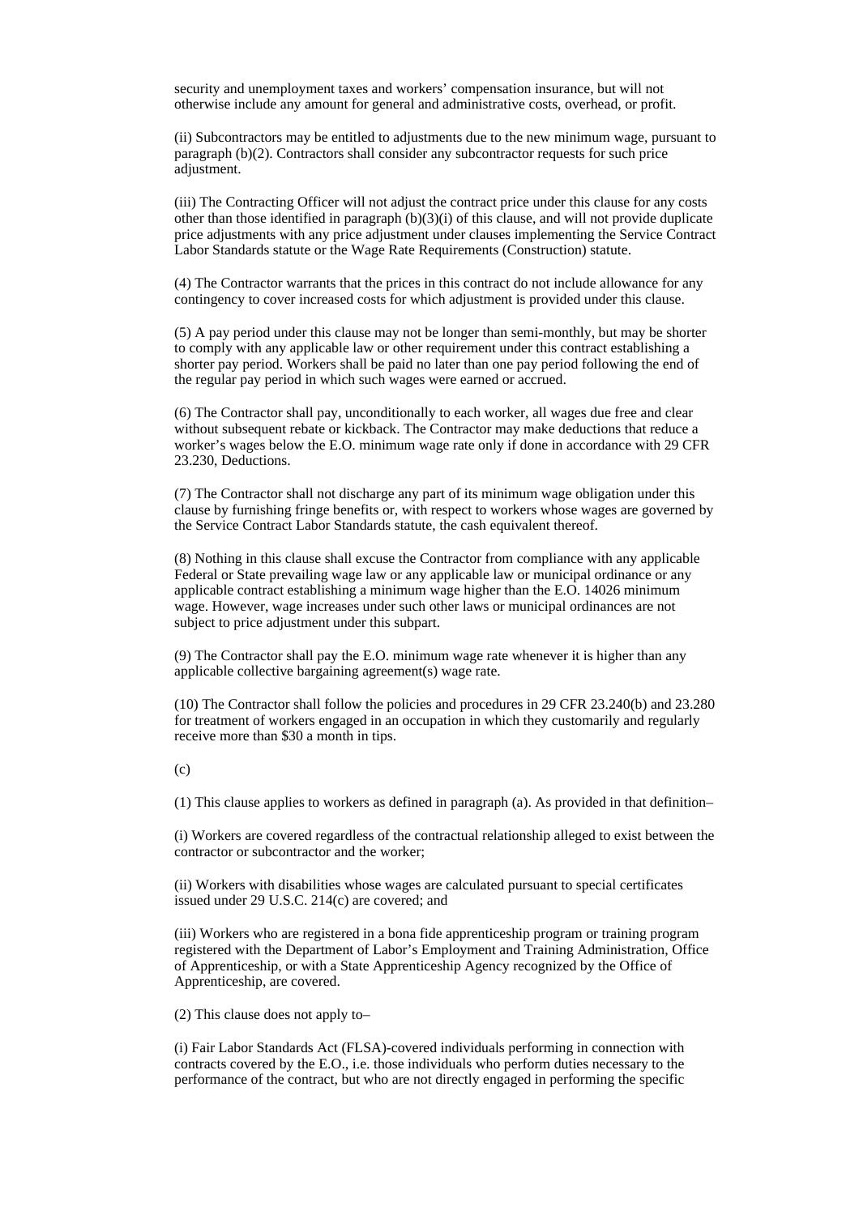security and unemployment taxes and workers' compensation insurance, but will not otherwise include any amount for general and administrative costs, overhead, or profit.

(ii) Subcontractors may be entitled to adjustments due to the new minimum wage, pursuant to paragraph (b)(2). Contractors shall consider any subcontractor requests for such price adjustment.

(iii) The Contracting Officer will not adjust the contract price under this clause for any costs other than those identified in paragraph (b)(3)(i) of this clause, and will not provide duplicate price adjustments with any price adjustment under clauses implementing the Service Contract Labor Standards statute or the Wage Rate Requirements (Construction) statute.

(4) The Contractor warrants that the prices in this contract do not include allowance for any contingency to cover increased costs for which adjustment is provided under this clause.

(5) A pay period under this clause may not be longer than semi-monthly, but may be shorter to comply with any applicable law or other requirement under this contract establishing a shorter pay period. Workers shall be paid no later than one pay period following the end of the regular pay period in which such wages were earned or accrued.

(6) The Contractor shall pay, unconditionally to each worker, all wages due free and clear without subsequent rebate or kickback. The Contractor may make deductions that reduce a worker's wages below the E.O. minimum wage rate only if done in accordance with 29 CFR 23.230, Deductions.

(7) The Contractor shall not discharge any part of its minimum wage obligation under this clause by furnishing fringe benefits or, with respect to workers whose wages are governed by the Service Contract Labor Standards statute, the cash equivalent thereof.

(8) Nothing in this clause shall excuse the Contractor from compliance with any applicable Federal or State prevailing wage law or any applicable law or municipal ordinance or any applicable contract establishing a minimum wage higher than the E.O. 14026 minimum wage. However, wage increases under such other laws or municipal ordinances are not subject to price adjustment under this subpart.

(9) The Contractor shall pay the E.O. minimum wage rate whenever it is higher than any applicable collective bargaining agreement(s) wage rate.

(10) The Contractor shall follow the policies and procedures in 29 CFR 23.240(b) and 23.280 for treatment of workers engaged in an occupation in which they customarily and regularly receive more than $30 a month in tips.

(c)

(1) This clause applies to workers as defined in paragraph (a). As provided in that definition–

(i) Workers are covered regardless of the contractual relationship alleged to exist between the contractor or subcontractor and the worker;

(ii) Workers with disabilities whose wages are calculated pursuant to special certificates issued under 29 U.S.C. 214(c) are covered; and

(iii) Workers who are registered in a bona fide apprenticeship program or training program registered with the Department of Labor's Employment and Training Administration, Office of Apprenticeship, or with a State Apprenticeship Agency recognized by the Office of Apprenticeship, are covered.

(2) This clause does not apply to–

(i) Fair Labor Standards Act (FLSA)-covered individuals performing in connection with contracts covered by the E.O., i.e. those individuals who perform duties necessary to the performance of the contract, but who are not directly engaged in performing the specific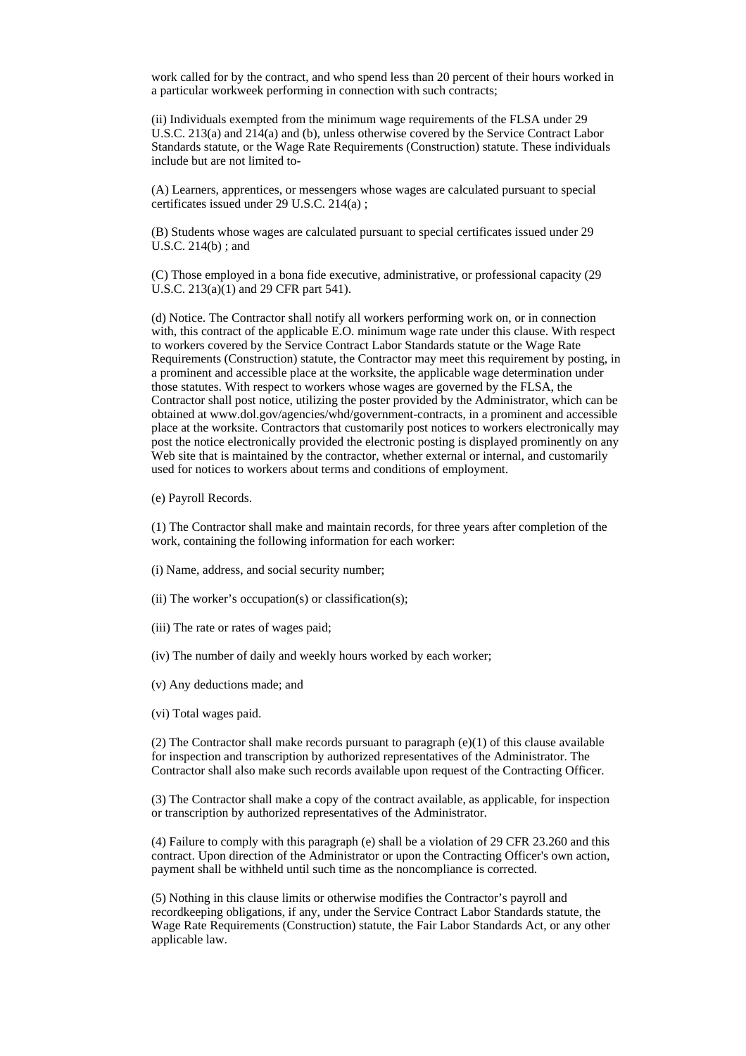work called for by the contract, and who spend less than 20 percent of their hours worked in a particular workweek performing in connection with such contracts;

(ii) Individuals exempted from the minimum wage requirements of the FLSA under 29 U.S.C. 213(a) and 214(a) and (b), unless otherwise covered by the Service Contract Labor Standards statute, or the Wage Rate Requirements (Construction) statute. These individuals include but are not limited to-

(A) Learners, apprentices, or messengers whose wages are calculated pursuant to special certificates issued under 29 U.S.C. 214(a) ;

(B) Students whose wages are calculated pursuant to special certificates issued under 29 U.S.C. 214(b) ; and

(C) Those employed in a bona fide executive, administrative, or professional capacity (29 U.S.C. 213(a)(1) and 29 CFR part 541).

(d) Notice. The Contractor shall notify all workers performing work on, or in connection with, this contract of the applicable E.O. minimum wage rate under this clause. With respect to workers covered by the Service Contract Labor Standards statute or the Wage Rate Requirements (Construction) statute, the Contractor may meet this requirement by posting, in a prominent and accessible place at the worksite, the applicable wage determination under those statutes. With respect to workers whose wages are governed by the FLSA, the Contractor shall post notice, utilizing the poster provided by the Administrator, which can be obtained at www.dol.gov/agencies/whd/government-contracts, in a prominent and accessible place at the worksite. Contractors that customarily post notices to workers electronically may post the notice electronically provided the electronic posting is displayed prominently on any Web site that is maintained by the contractor, whether external or internal, and customarily used for notices to workers about terms and conditions of employment.

(e) Payroll Records.

(1) The Contractor shall make and maintain records, for three years after completion of the work, containing the following information for each worker:

(i) Name, address, and social security number;

(ii) The worker's occupation(s) or classification(s);

(iii) The rate or rates of wages paid;

(iv) The number of daily and weekly hours worked by each worker;

(v) Any deductions made; and

(vi) Total wages paid.

(2) The Contractor shall make records pursuant to paragraph (e)(1) of this clause available for inspection and transcription by authorized representatives of the Administrator. The Contractor shall also make such records available upon request of the Contracting Officer.

(3) The Contractor shall make a copy of the contract available, as applicable, for inspection or transcription by authorized representatives of the Administrator.

(4) Failure to comply with this paragraph (e) shall be a violation of 29 CFR 23.260 and this contract. Upon direction of the Administrator or upon the Contracting Officer's own action, payment shall be withheld until such time as the noncompliance is corrected.

(5) Nothing in this clause limits or otherwise modifies the Contractor's payroll and recordkeeping obligations, if any, under the Service Contract Labor Standards statute, the Wage Rate Requirements (Construction) statute, the Fair Labor Standards Act, or any other applicable law.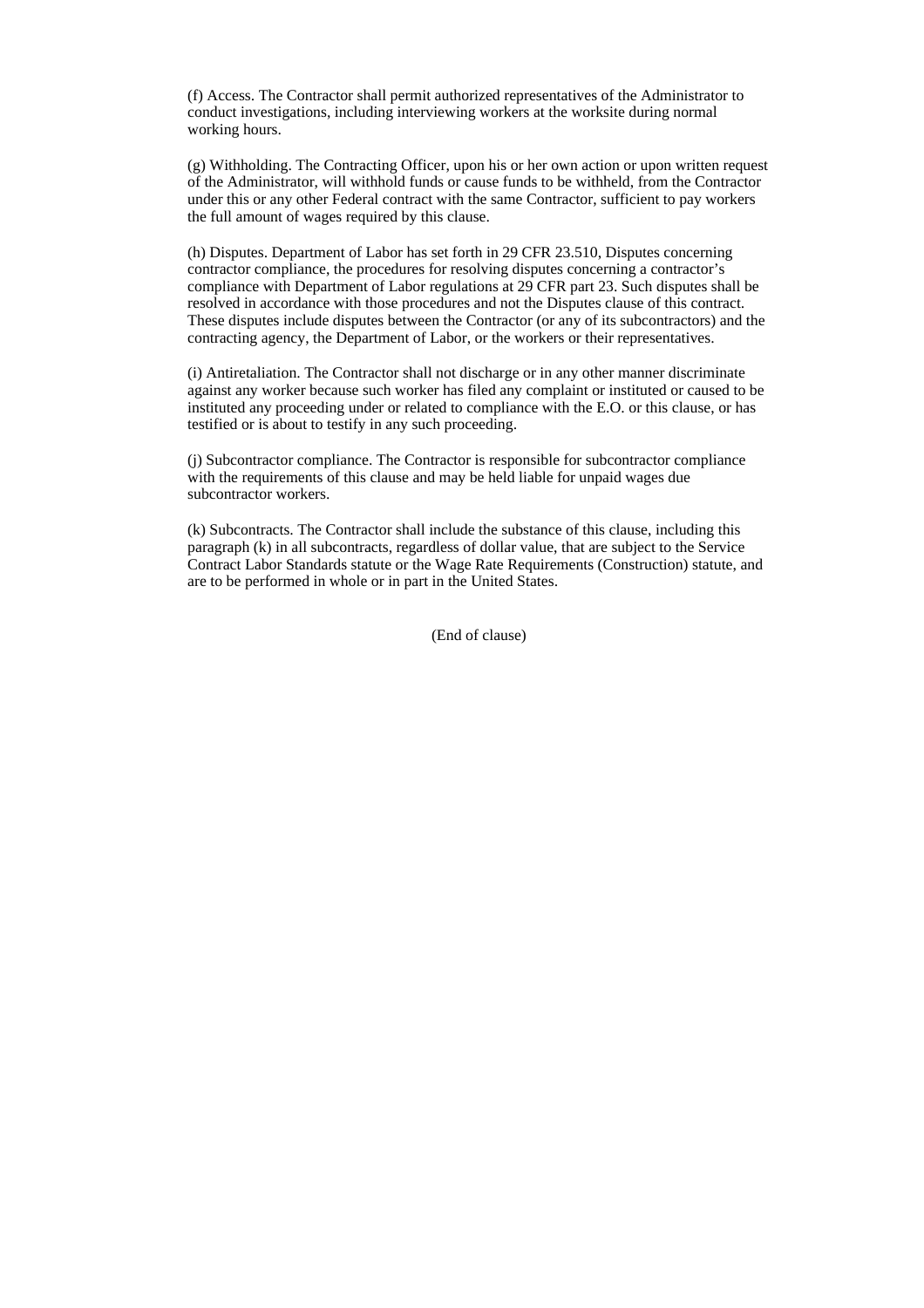(f) Access. The Contractor shall permit authorized representatives of the Administrator to conduct investigations, including interviewing workers at the worksite during normal working hours.

(g) Withholding. The Contracting Officer, upon his or her own action or upon written request of the Administrator, will withhold funds or cause funds to be withheld, from the Contractor under this or any other Federal contract with the same Contractor, sufficient to pay workers the full amount of wages required by this clause.

(h) Disputes. Department of Labor has set forth in 29 CFR 23.510, Disputes concerning contractor compliance, the procedures for resolving disputes concerning a contractor's compliance with Department of Labor regulations at 29 CFR part 23. Such disputes shall be resolved in accordance with those procedures and not the Disputes clause of this contract. These disputes include disputes between the Contractor (or any of its subcontractors) and the contracting agency, the Department of Labor, or the workers or their representatives.

(i) Antiretaliation. The Contractor shall not discharge or in any other manner discriminate against any worker because such worker has filed any complaint or instituted or caused to be instituted any proceeding under or related to compliance with the E.O. or this clause, or has testified or is about to testify in any such proceeding.

(j) Subcontractor compliance. The Contractor is responsible for subcontractor compliance with the requirements of this clause and may be held liable for unpaid wages due subcontractor workers.

(k) Subcontracts. The Contractor shall include the substance of this clause, including this paragraph (k) in all subcontracts, regardless of dollar value, that are subject to the Service Contract Labor Standards statute or the Wage Rate Requirements (Construction) statute, and are to be performed in whole or in part in the United States.

(End of clause)